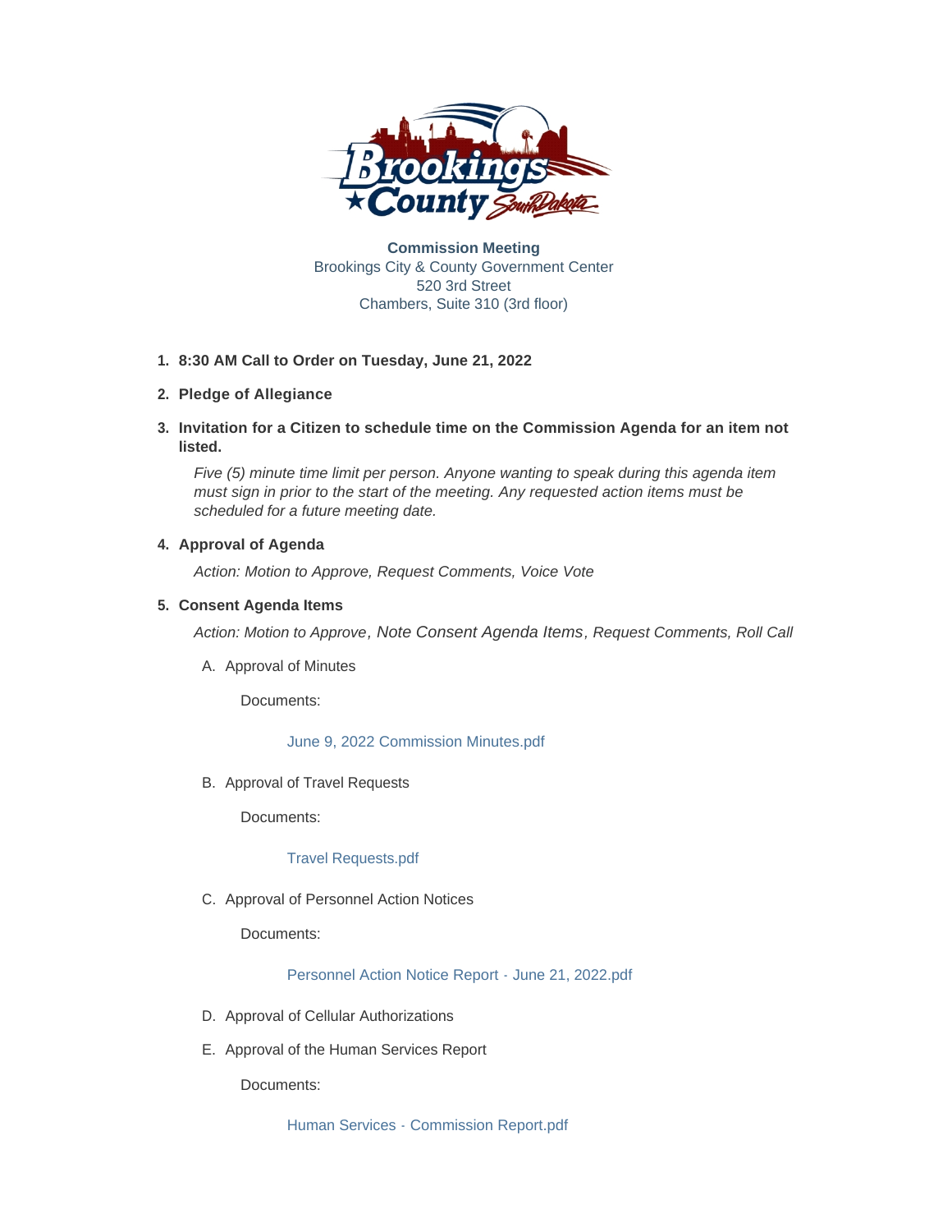**Commission Meeting**
Brookings City & County Government Center
520 3rd Street
Chambers, Suite 310 (3rd floor)

1. **8:30 AM Call to Order on Tuesday, June 21, 2022**

2. **Pledge of Allegiance**

3. **Invitation for a Citizen to schedule time on the Commission Agenda for an item not listed.**

   *Five (5) minute time limit per person. Anyone wanting to speak during this agenda item must sign in prior to the start of the meeting. Any requested action items must be scheduled for a future meeting date.*

4. **Approval of Agenda**

   *Action: Motion to Approve, Request Comments, Voice Vote*

5. **Consent Agenda Items**

   *Action: Motion to Approve, Note Consent Agenda Items, Request Comments, Roll Call*

   A. Approval of Minutes

      Documents:

      June 9, 2022 Commission Minutes.pdf

   B. Approval of Travel Requests

      Documents:

      Travel Requests.pdf

   C. Approval of Personnel Action Notices

      Documents:

      Personnel Action Notice Report - June 21, 2022.pdf

   D. Approval of Cellular Authorizations

   E. Approval of the Human Services Report

      Documents:

      Human Services - Commission Report.pdf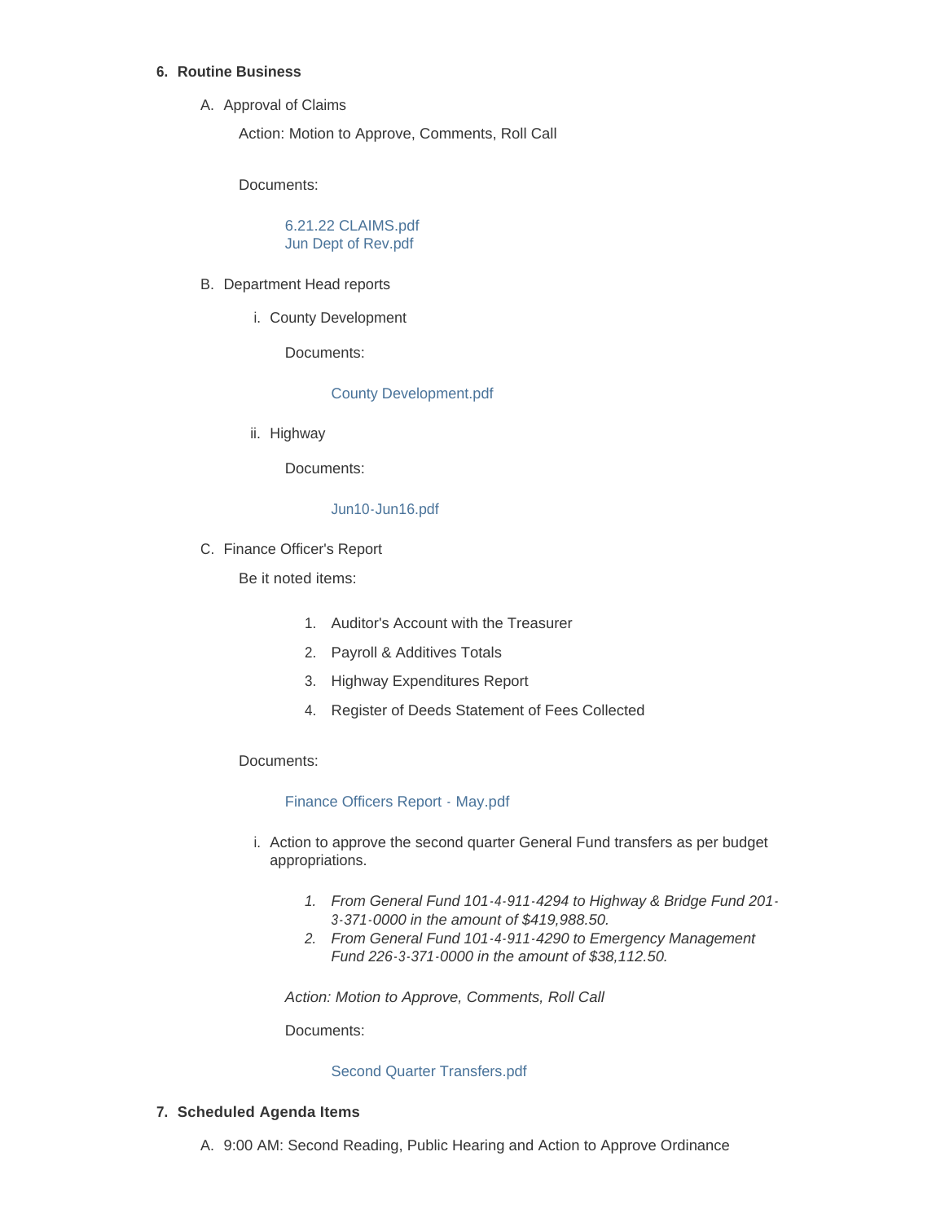6. **Routine Business**

   A. Approval of Claims

      Action: Motion to Approve, Comments, Roll Call

      Documents:

         6.21.22 CLAIMS.pdf
         Jun Dept of Rev.pdf

   B. Department Head reports

      i. County Development

         Documents:

            County Development.pdf

      ii. Highway

         Documents:

            Jun10-Jun16.pdf

   C. Finance Officer's Report

      Be it noted items:

      1. Auditor's Account with the Treasurer
      2. Payroll & Additives Totals
      3. Highway Expenditures Report
      4. Register of Deeds Statement of Fees Collected

      Documents:

         Finance Officers Report - May.pdf

      i. Action to approve the second quarter General Fund transfers as per budget appropriations.

         1. *From General Fund 101-4-911-4294 to Highway & Bridge Fund 201-3-371-0000 in the amount of $419,988.50.*
         2. *From General Fund 101-4-911-4290 to Emergency Management Fund 226-3-371-0000 in the amount of $38,112.50.*

         *Action: Motion to Approve, Comments, Roll Call*

         Documents:

            Second Quarter Transfers.pdf

7. **Scheduled Agenda Items**

   A. 9:00 AM: Second Reading, Public Hearing and Action to Approve Ordinance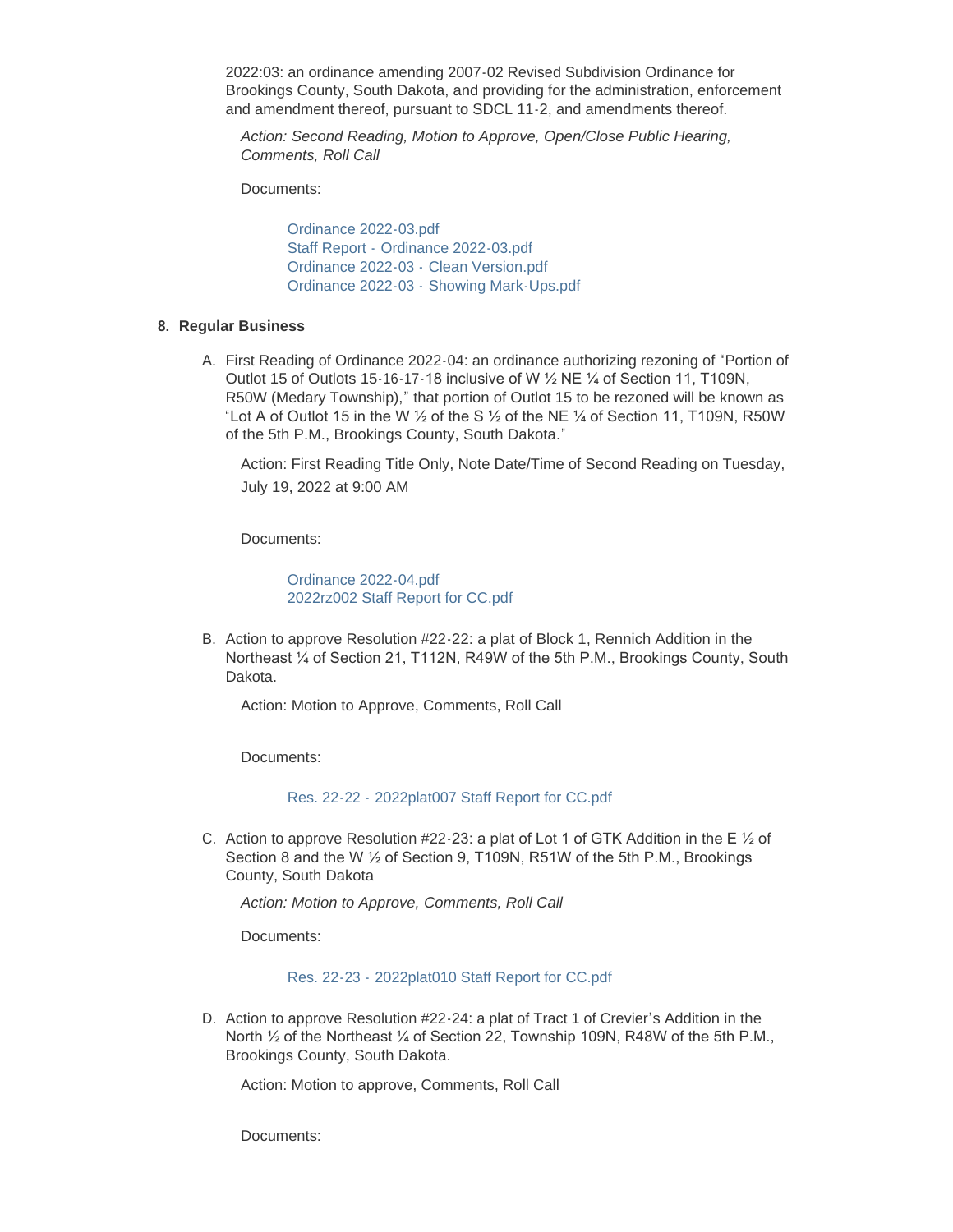2022:03: an ordinance amending 2007-02 Revised Subdivision Ordinance for Brookings County, South Dakota, and providing for the administration, enforcement and amendment thereof, pursuant to SDCL 11-2, and amendments thereof.

*Action: Second Reading, Motion to Approve, Open/Close Public Hearing, Comments, Roll Call*

Documents:

Ordinance 2022-03.pdf
Staff Report - Ordinance 2022-03.pdf
Ordinance 2022-03 - Clean Version.pdf
Ordinance 2022-03 - Showing Mark-Ups.pdf

8. **Regular Business**

A. First Reading of Ordinance 2022-04: an ordinance authorizing rezoning of "Portion of Outlot 15 of Outlots 15-16-17-18 inclusive of W ½ NE ¼ of Section 11, T109N, R50W (Medary Township)," that portion of Outlot 15 to be rezoned will be known as "Lot A of Outlot 15 in the W ½ of the S ½ of the NE ¼ of Section 11, T109N, R50W of the 5th P.M., Brookings County, South Dakota."

Action: First Reading Title Only, Note Date/Time of Second Reading on Tuesday, July 19, 2022 at 9:00 AM

Documents:

Ordinance 2022-04.pdf
2022rz002 Staff Report for CC.pdf

B. Action to approve Resolution #22-22: a plat of Block 1, Rennich Addition in the Northeast ¼ of Section 21, T112N, R49W of the 5th P.M., Brookings County, South Dakota.

Action: Motion to Approve, Comments, Roll Call

Documents:

Res. 22-22 - 2022plat007 Staff Report for CC.pdf

C. Action to approve Resolution #22-23: a plat of Lot 1 of GTK Addition in the E ½ of Section 8 and the W ½ of Section 9, T109N, R51W of the 5th P.M., Brookings County, South Dakota

*Action: Motion to Approve, Comments, Roll Call*

Documents:

Res. 22-23 - 2022plat010 Staff Report for CC.pdf

D. Action to approve Resolution #22-24: a plat of Tract 1 of Crevier's Addition in the North ½ of the Northeast ¼ of Section 22, Township 109N, R48W of the 5th P.M., Brookings County, South Dakota.

Action: Motion to approve, Comments, Roll Call

Documents: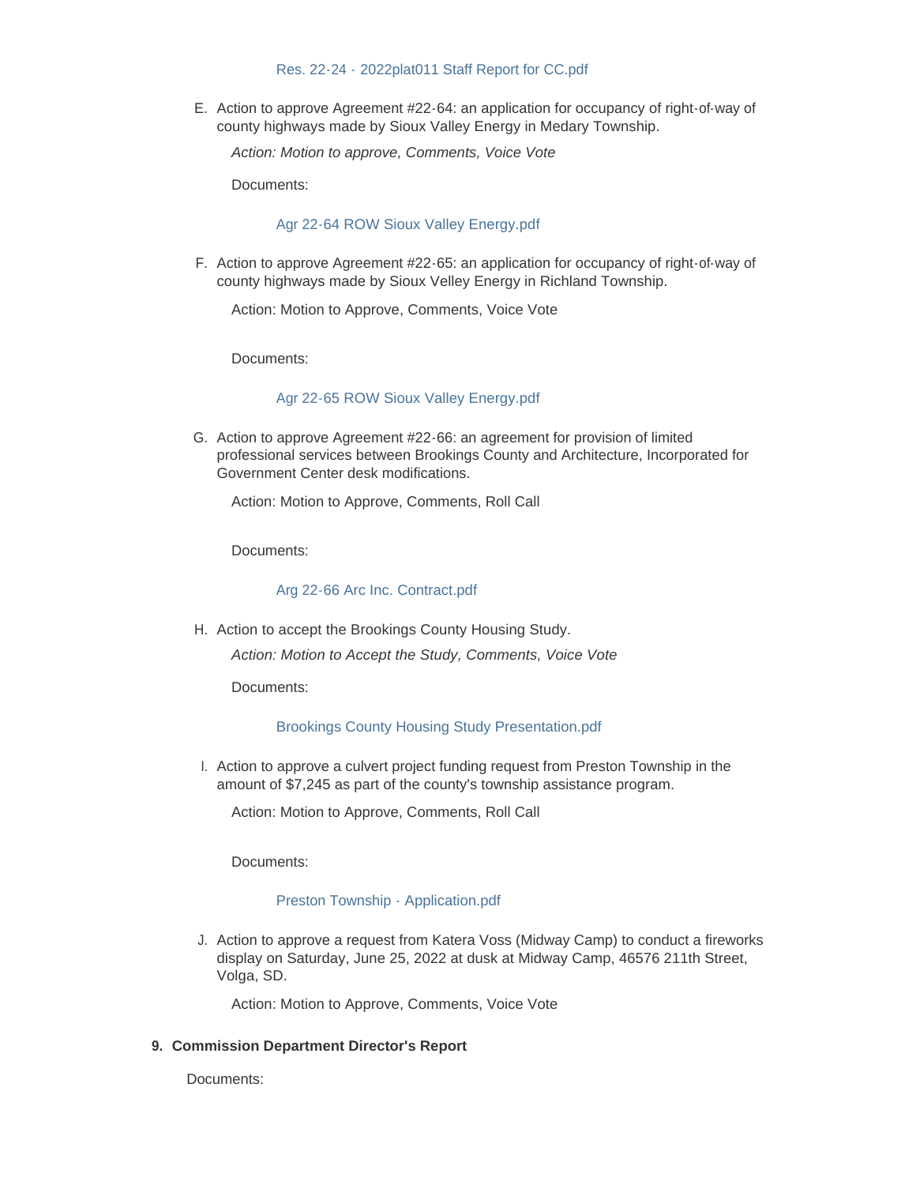Res. 22-24 - 2022plat011 Staff Report for CC.pdf

E. Action to approve Agreement #22-64: an application for occupancy of right-of-way of county highways made by Sioux Valley Energy in Medary Township.

   *Action: Motion to approve, Comments, Voice Vote*

   Documents:

   Agr 22-64 ROW Sioux Valley Energy.pdf

F. Action to approve Agreement #22-65: an application for occupancy of right-of-way of county highways made by Sioux Velley Energy in Richland Township.

   Action: Motion to Approve, Comments, Voice Vote

   Documents:

   Agr 22-65 ROW Sioux Valley Energy.pdf

G. Action to approve Agreement #22-66: an agreement for provision of limited professional services between Brookings County and Architecture, Incorporated for Government Center desk modifications.

   Action: Motion to Approve, Comments, Roll Call

   Documents:

   Arg 22-66 Arc Inc. Contract.pdf

H. Action to accept the Brookings County Housing Study.

   *Action: Motion to Accept the Study, Comments, Voice Vote*

   Documents:

   Brookings County Housing Study Presentation.pdf

I. Action to approve a culvert project funding request from Preston Township in the amount of $7,245 as part of the county's township assistance program.

   Action: Motion to Approve, Comments, Roll Call

   Documents:

   Preston Township - Application.pdf

J. Action to approve a request from Katera Voss (Midway Camp) to conduct a fireworks display on Saturday, June 25, 2022 at dusk at Midway Camp, 46576 211th Street, Volga, SD.

   Action: Motion to Approve, Comments, Voice Vote

**9. Commission Department Director's Report**

Documents: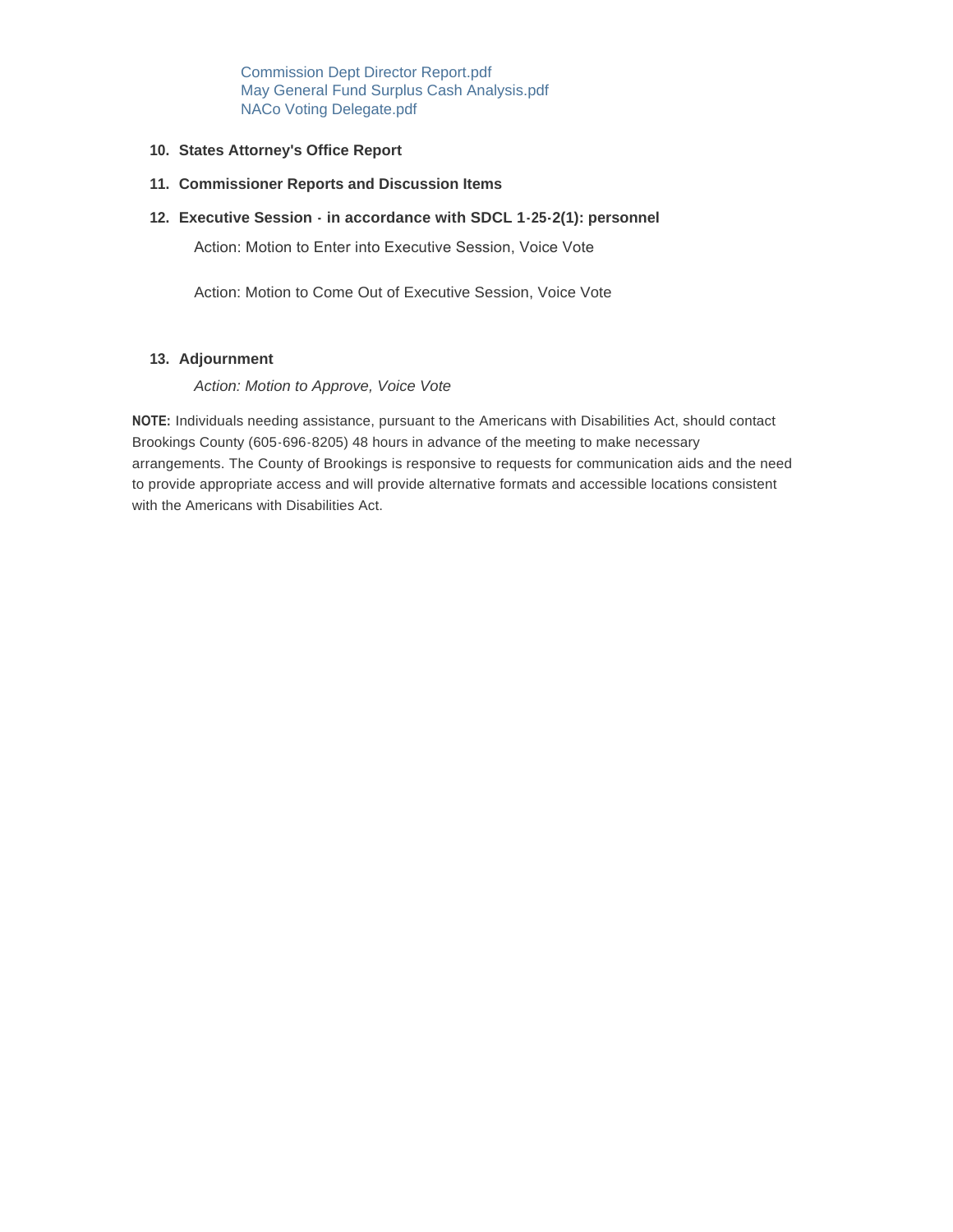Commission Dept Director Report.pdf
May General Fund Surplus Cash Analysis.pdf
NACo Voting Delegate.pdf

10. **States Attorney's Office Report**

11. **Commissioner Reports and Discussion Items**

12. **Executive Session - in accordance with SDCL 1-25-2(1): personnel**

    Action: Motion to Enter into Executive Session, Voice Vote

    Action: Motion to Come Out of Executive Session, Voice Vote

13. **Adjournment**

    *Action: Motion to Approve, Voice Vote*

**NOTE:** Individuals needing assistance, pursuant to the Americans with Disabilities Act, should contact Brookings County (605-696-8205) 48 hours in advance of the meeting to make necessary arrangements. The County of Brookings is responsive to requests for communication aids and the need to provide appropriate access and will provide alternative formats and accessible locations consistent with the Americans with Disabilities Act.